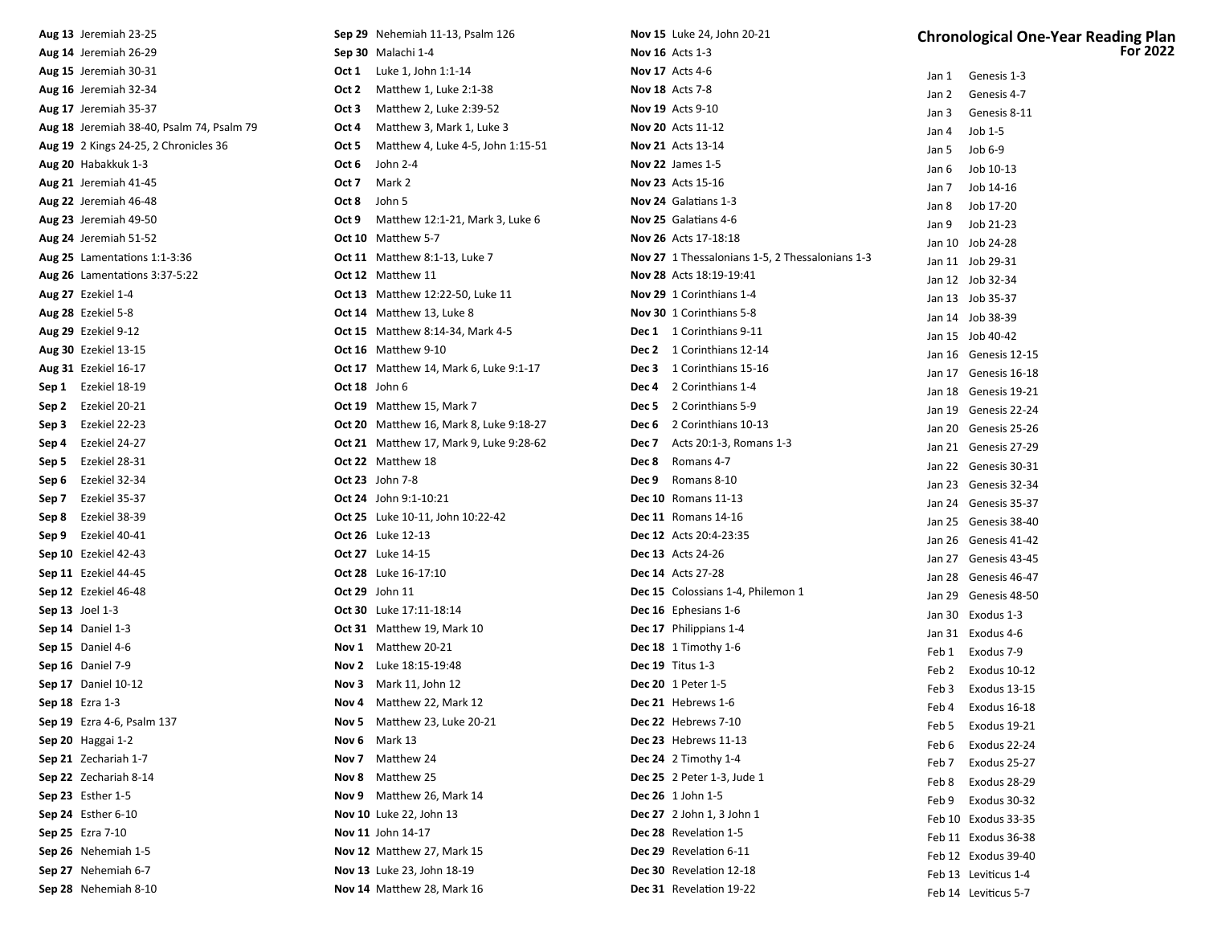**Aug 13** Jeremiah 23-25
**Aug 14** Jeremiah 26-29
**Aug 15** Jeremiah 30-31
**Aug 16** Jeremiah 32-34
**Aug 17** Jeremiah 35-37
**Aug 18** Jeremiah 38-40, Psalm 74, Psalm 79
**Aug 19** 2 Kings 24-25, 2 Chronicles 36
**Aug 20** Habakkuk 1-3
**Aug 21** Jeremiah 41-45
**Aug 22** Jeremiah 46-48
**Aug 23** Jeremiah 49-50
**Aug 24** Jeremiah 51-52
**Aug 25** Lamentations 1:1-3:36
**Aug 26** Lamentations 3:37-5:22
**Aug 27** Ezekiel 1-4
**Aug 28** Ezekiel 5-8
**Aug 29** Ezekiel 9-12
**Aug 30** Ezekiel 13-15
**Aug 31** Ezekiel 16-17
**Sep 1** Ezekiel 18-19
**Sep 2** Ezekiel 20-21
**Sep 3** Ezekiel 22-23
**Sep 4** Ezekiel 24-27
**Sep 5** Ezekiel 28-31
**Sep 6** Ezekiel 32-34
**Sep 7** Ezekiel 35-37
**Sep 8** Ezekiel 38-39
**Sep 9** Ezekiel 40-41
**Sep 10** Ezekiel 42-43
**Sep 11** Ezekiel 44-45
**Sep 12** Ezekiel 46-48
**Sep 13** Joel 1-3
**Sep 14** Daniel 1-3
**Sep 15** Daniel 4-6
**Sep 16** Daniel 7-9
**Sep 17** Daniel 10-12
**Sep 18** Ezra 1-3
**Sep 19** Ezra 4-6, Psalm 137
**Sep 20** Haggai 1-2
**Sep 21** Zechariah 1-7
**Sep 22** Zechariah 8-14
**Sep 23** Esther 1-5
**Sep 24** Esther 6-10
**Sep 25** Ezra 7-10
**Sep 26** Nehemiah 1-5
**Sep 27** Nehemiah 6-7
**Sep 28** Nehemiah 8-10

**Sep 29** Nehemiah 11-13, Psalm 126
**Sep 30** Malachi 1-4
**Oct 1** Luke 1, John 1:1-14
**Oct 2** Matthew 1, Luke 2:1-38
**Oct 3** Matthew 2, Luke 2:39-52
**Oct 4** Matthew 3, Mark 1, Luke 3
**Oct 5** Matthew 4, Luke 4-5, John 1:15-51
**Oct 6** John 2-4
**Oct 7** Mark 2
**Oct 8** John 5
**Oct 9** Matthew 12:1-21, Mark 3, Luke 6
**Oct 10** Matthew 5-7
**Oct 11** Matthew 8:1-13, Luke 7
**Oct 12** Matthew 11
**Oct 13** Matthew 12:22-50, Luke 11
**Oct 14** Matthew 13, Luke 8
**Oct 15** Matthew 8:14-34, Mark 4-5
**Oct 16** Matthew 9-10
**Oct 17** Matthew 14, Mark 6, Luke 9:1-17
**Oct 18** John 6
**Oct 19** Matthew 15, Mark 7
**Oct 20** Matthew 16, Mark 8, Luke 9:18-27
**Oct 21** Matthew 17, Mark 9, Luke 9:28-62
**Oct 22** Matthew 18
**Oct 23** John 7-8
**Oct 24** John 9:1-10:21
**Oct 25** Luke 10-11, John 10:22-42
**Oct 26** Luke 12-13
**Oct 27** Luke 14-15
**Oct 28** Luke 16-17:10
**Oct 29** John 11
**Oct 30** Luke 17:11-18:14
**Oct 31** Matthew 19, Mark 10
**Nov 1** Matthew 20-21
**Nov 2** Luke 18:15-19:48
**Nov 3** Mark 11, John 12
**Nov 4** Matthew 22, Mark 12
**Nov 5** Matthew 23, Luke 20-21
**Nov 6** Mark 13
**Nov 7** Matthew 24
**Nov 8** Matthew 25
**Nov 9** Matthew 26, Mark 14
**Nov 10** Luke 22, John 13
**Nov 11** John 14-17
**Nov 12** Matthew 27, Mark 15
**Nov 13** Luke 23, John 18-19
**Nov 14** Matthew 28, Mark 16

**Nov 15** Luke 24, John 20-21
**Nov 16** Acts 1-3
**Nov 17** Acts 4-6
**Nov 18** Acts 7-8
**Nov 19** Acts 9-10
**Nov 20** Acts 11-12
**Nov 21** Acts 13-14
**Nov 22** James 1-5
**Nov 23** Acts 15-16
**Nov 24** Galatians 1-3
**Nov 25** Galatians 4-6
**Nov 26** Acts 17-18:18
**Nov 27** 1 Thessalonians 1-5, 2 Thessalonians 1-3
**Nov 28** Acts 18:19-19:41
**Nov 29** 1 Corinthians 1-4
**Nov 30** 1 Corinthians 5-8
**Dec 1** 1 Corinthians 9-11
**Dec 2** 1 Corinthians 12-14
**Dec 3** 1 Corinthians 15-16
**Dec 4** 2 Corinthians 1-4
**Dec 5** 2 Corinthians 5-9
**Dec 6** 2 Corinthians 10-13
**Dec 7** Acts 20:1-3, Romans 1-3
**Dec 8** Romans 4-7
**Dec 9** Romans 8-10
**Dec 10** Romans 11-13
**Dec 11** Romans 14-16
**Dec 12** Acts 20:4-23:35
**Dec 13** Acts 24-26
**Dec 14** Acts 27-28
**Dec 15** Colossians 1-4, Philemon 1
**Dec 16** Ephesians 1-6
**Dec 17** Philippians 1-4
**Dec 18** 1 Timothy 1-6
**Dec 19** Titus 1-3
**Dec 20** 1 Peter 1-5
**Dec 21** Hebrews 1-6
**Dec 22** Hebrews 7-10
**Dec 23** Hebrews 11-13
**Dec 24** 2 Timothy 1-4
**Dec 25** 2 Peter 1-3, Jude 1
**Dec 26** 1 John 1-5
**Dec 27** 2 John 1, 3 John 1
**Dec 28** Revelation 1-5
**Dec 29** Revelation 6-11
**Dec 30** Revelation 12-18
**Dec 31** Revelation 19-22

# Chronological One-Year Reading Plan For 2022

Jan 1 Genesis 1-3
Jan 2 Genesis 4-7
Jan 3 Genesis 8-11
Jan 4 Job 1-5
Jan 5 Job 6-9
Jan 6 Job 10-13
Jan 7 Job 14-16
Jan 8 Job 17-20
Jan 9 Job 21-23
Jan 10 Job 24-28
Jan 11 Job 29-31
Jan 12 Job 32-34
Jan 13 Job 35-37
Jan 14 Job 38-39
Jan 15 Job 40-42
Jan 16 Genesis 12-15
Jan 17 Genesis 16-18
Jan 18 Genesis 19-21
Jan 19 Genesis 22-24
Jan 20 Genesis 25-26
Jan 21 Genesis 27-29
Jan 22 Genesis 30-31
Jan 23 Genesis 32-34
Jan 24 Genesis 35-37
Jan 25 Genesis 38-40
Jan 26 Genesis 41-42
Jan 27 Genesis 43-45
Jan 28 Genesis 46-47
Jan 29 Genesis 48-50
Jan 30 Exodus 1-3
Jan 31 Exodus 4-6
Feb 1 Exodus 7-9
Feb 2 Exodus 10-12
Feb 3 Exodus 13-15
Feb 4 Exodus 16-18
Feb 5 Exodus 19-21
Feb 6 Exodus 22-24
Feb 7 Exodus 25-27
Feb 8 Exodus 28-29
Feb 9 Exodus 30-32
Feb 10 Exodus 33-35
Feb 11 Exodus 36-38
Feb 12 Exodus 39-40
Feb 13 Leviticus 1-4
Feb 14 Leviticus 5-7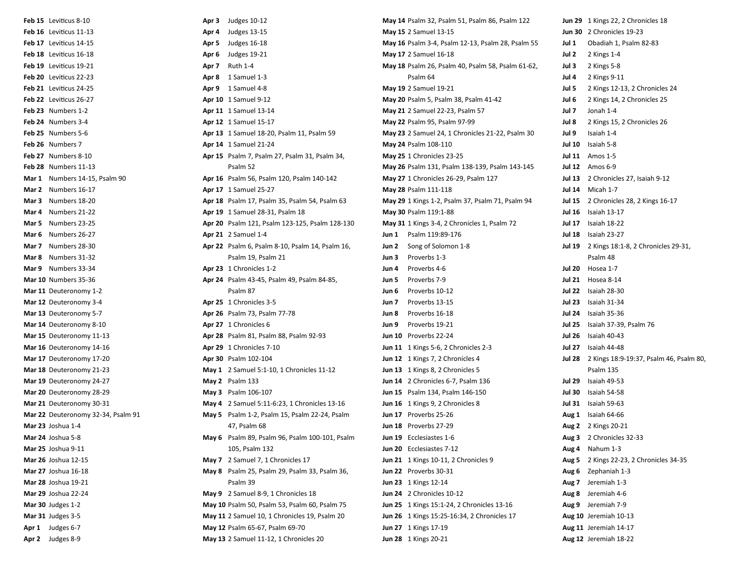**Feb 15** Leviticus 8-10
**Feb 16** Leviticus 11-13
**Feb 17** Leviticus 14-15
**Feb 18** Leviticus 16-18
**Feb 19** Leviticus 19-21
**Feb 20** Leviticus 22-23
**Feb 21** Leviticus 24-25
**Feb 22** Leviticus 26-27
**Feb 23** Numbers 1-2
**Feb 24** Numbers 3-4
**Feb 25** Numbers 5-6
**Feb 26** Numbers 7
**Feb 27** Numbers 8-10
**Feb 28** Numbers 11-13
**Mar 1** Numbers 14-15, Psalm 90
**Mar 2** Numbers 16-17
**Mar 3** Numbers 18-20
**Mar 4** Numbers 21-22
**Mar 5** Numbers 23-25
**Mar 6** Numbers 26-27
**Mar 7** Numbers 28-30
**Mar 8** Numbers 31-32
**Mar 9** Numbers 33-34
**Mar 10** Numbers 35-36
**Mar 11** Deuteronomy 1-2
**Mar 12** Deuteronomy 3-4
**Mar 13** Deuteronomy 5-7
**Mar 14** Deuteronomy 8-10
**Mar 15** Deuteronomy 11-13
**Mar 16** Deuteronomy 14-16
**Mar 17** Deuteronomy 17-20
**Mar 18** Deuteronomy 21-23
**Mar 19** Deuteronomy 24-27
**Mar 20** Deuteronomy 28-29
**Mar 21** Deuteronomy 30-31
**Mar 22** Deuteronomy 32-34, Psalm 91
**Mar 23** Joshua 1-4
**Mar 24** Joshua 5-8
**Mar 25** Joshua 9-11
**Mar 26** Joshua 12-15
**Mar 27** Joshua 16-18
**Mar 28** Joshua 19-21
**Mar 29** Joshua 22-24
**Mar 30** Judges 1-2
**Mar 31** Judges 3-5
**Apr 1** Judges 6-7
**Apr 2** Judges 8-9
**Apr 3** Judges 10-12
**Apr 4** Judges 13-15
**Apr 5** Judges 16-18
**Apr 6** Judges 19-21
**Apr 7** Ruth 1-4
**Apr 8** 1 Samuel 1-3
**Apr 9** 1 Samuel 4-8
**Apr 10** 1 Samuel 9-12
**Apr 11** 1 Samuel 13-14
**Apr 12** 1 Samuel 15-17
**Apr 13** 1 Samuel 18-20, Psalm 11, Psalm 59
**Apr 14** 1 Samuel 21-24
**Apr 15** Psalm 7, Psalm 27, Psalm 31, Psalm 34, Psalm 52
**Apr 16** Psalm 56, Psalm 120, Psalm 140-142
**Apr 17** 1 Samuel 25-27
**Apr 18** Psalm 17, Psalm 35, Psalm 54, Psalm 63
**Apr 19** 1 Samuel 28-31, Psalm 18
**Apr 20** Psalm 121, Psalm 123-125, Psalm 128-130
**Apr 21** 2 Samuel 1-4
**Apr 22** Psalm 6, Psalm 8-10, Psalm 14, Psalm 16, Psalm 19, Psalm 21
**Apr 23** 1 Chronicles 1-2
**Apr 24** Psalm 43-45, Psalm 49, Psalm 84-85, Psalm 87
**Apr 25** 1 Chronicles 3-5
**Apr 26** Psalm 73, Psalm 77-78
**Apr 27** 1 Chronicles 6
**Apr 28** Psalm 81, Psalm 88, Psalm 92-93
**Apr 29** 1 Chronicles 7-10
**Apr 30** Psalm 102-104
**May 1** 2 Samuel 5:1-10, 1 Chronicles 11-12
**May 2** Psalm 133
**May 3** Psalm 106-107
**May 4** 2 Samuel 5:11-6:23, 1 Chronicles 13-16
**May 5** Psalm 1-2, Psalm 15, Psalm 22-24, Psalm 47, Psalm 68
**May 6** Psalm 89, Psalm 96, Psalm 100-101, Psalm 105, Psalm 132
**May 7** 2 Samuel 7, 1 Chronicles 17
**May 8** Psalm 25, Psalm 29, Psalm 33, Psalm 36, Psalm 39
**May 9** 2 Samuel 8-9, 1 Chronicles 18
**May 10** Psalm 50, Psalm 53, Psalm 60, Psalm 75
**May 11** 2 Samuel 10, 1 Chronicles 19, Psalm 20
**May 12** Psalm 65-67, Psalm 69-70
**May 13** 2 Samuel 11-12, 1 Chronicles 20
**May 14** Psalm 32, Psalm 51, Psalm 86, Psalm 122
**May 15** 2 Samuel 13-15
**May 16** Psalm 3-4, Psalm 12-13, Psalm 28, Psalm 55
**May 17** 2 Samuel 16-18
**May 18** Psalm 26, Psalm 40, Psalm 58, Psalm 61-62, Psalm 64
**May 19** 2 Samuel 19-21
**May 20** Psalm 5, Psalm 38, Psalm 41-42
**May 21** 2 Samuel 22-23, Psalm 57
**May 22** Psalm 95, Psalm 97-99
**May 23** 2 Samuel 24, 1 Chronicles 21-22, Psalm 30
**May 24** Psalm 108-110
**May 25** 1 Chronicles 23-25
**May 26** Psalm 131, Psalm 138-139, Psalm 143-145
**May 27** 1 Chronicles 26-29, Psalm 127
**May 28** Psalm 111-118
**May 29** 1 Kings 1-2, Psalm 37, Psalm 71, Psalm 94
**May 30** Psalm 119:1-88
**May 31** 1 Kings 3-4, 2 Chronicles 1, Psalm 72
**Jun 1** Psalm 119:89-176
**Jun 2** Song of Solomon 1-8
**Jun 3** Proverbs 1-3
**Jun 4** Proverbs 4-6
**Jun 5** Proverbs 7-9
**Jun 6** Proverbs 10-12
**Jun 7** Proverbs 13-15
**Jun 8** Proverbs 16-18
**Jun 9** Proverbs 19-21
**Jun 10** Proverbs 22-24
**Jun 11** 1 Kings 5-6, 2 Chronicles 2-3
**Jun 12** 1 Kings 7, 2 Chronicles 4
**Jun 13** 1 Kings 8, 2 Chronicles 5
**Jun 14** 2 Chronicles 6-7, Psalm 136
**Jun 15** Psalm 134, Psalm 146-150
**Jun 16** 1 Kings 9, 2 Chronicles 8
**Jun 17** Proverbs 25-26
**Jun 18** Proverbs 27-29
**Jun 19** Ecclesiastes 1-6
**Jun 20** Ecclesiastes 7-12
**Jun 21** 1 Kings 10-11, 2 Chronicles 9
**Jun 22** Proverbs 30-31
**Jun 23** 1 Kings 12-14
**Jun 24** 2 Chronicles 10-12
**Jun 25** 1 Kings 15:1-24, 2 Chronicles 13-16
**Jun 26** 1 Kings 15:25-16:34, 2 Chronicles 17
**Jun 27** 1 Kings 17-19
**Jun 28** 1 Kings 20-21
**Jun 29** 1 Kings 22, 2 Chronicles 18
**Jun 30** 2 Chronicles 19-23
**Jul 1** Obadiah 1, Psalm 82-83
**Jul 2** 2 Kings 1-4
**Jul 3** 2 Kings 5-8
**Jul 4** 2 Kings 9-11
**Jul 5** 2 Kings 12-13, 2 Chronicles 24
**Jul 6** 2 Kings 14, 2 Chronicles 25
**Jul 7** Jonah 1-4
**Jul 8** 2 Kings 15, 2 Chronicles 26
**Jul 9** Isaiah 1-4
**Jul 10** Isaiah 5-8
**Jul 11** Amos 1-5
**Jul 12** Amos 6-9
**Jul 13** 2 Chronicles 27, Isaiah 9-12
**Jul 14** Micah 1-7
**Jul 15** 2 Chronicles 28, 2 Kings 16-17
**Jul 16** Isaiah 13-17
**Jul 17** Isaiah 18-22
**Jul 18** Isaiah 23-27
**Jul 19** 2 Kings 18:1-8, 2 Chronicles 29-31, Psalm 48
**Jul 20** Hosea 1-7
**Jul 21** Hosea 8-14
**Jul 22** Isaiah 28-30
**Jul 23** Isaiah 31-34
**Jul 24** Isaiah 35-36
**Jul 25** Isaiah 37-39, Psalm 76
**Jul 26** Isaiah 40-43
**Jul 27** Isaiah 44-48
**Jul 28** 2 Kings 18:9-19:37, Psalm 46, Psalm 80, Psalm 135
**Jul 29** Isaiah 49-53
**Jul 30** Isaiah 54-58
**Jul 31** Isaiah 59-63
**Aug 1** Isaiah 64-66
**Aug 2** 2 Kings 20-21
**Aug 3** 2 Chronicles 32-33
**Aug 4** Nahum 1-3
**Aug 5** 2 Kings 22-23, 2 Chronicles 34-35
**Aug 6** Zephaniah 1-3
**Aug 7** Jeremiah 1-3
**Aug 8** Jeremiah 4-6
**Aug 9** Jeremiah 7-9
**Aug 10** Jeremiah 10-13
**Aug 11** Jeremiah 14-17
**Aug 12** Jeremiah 18-22